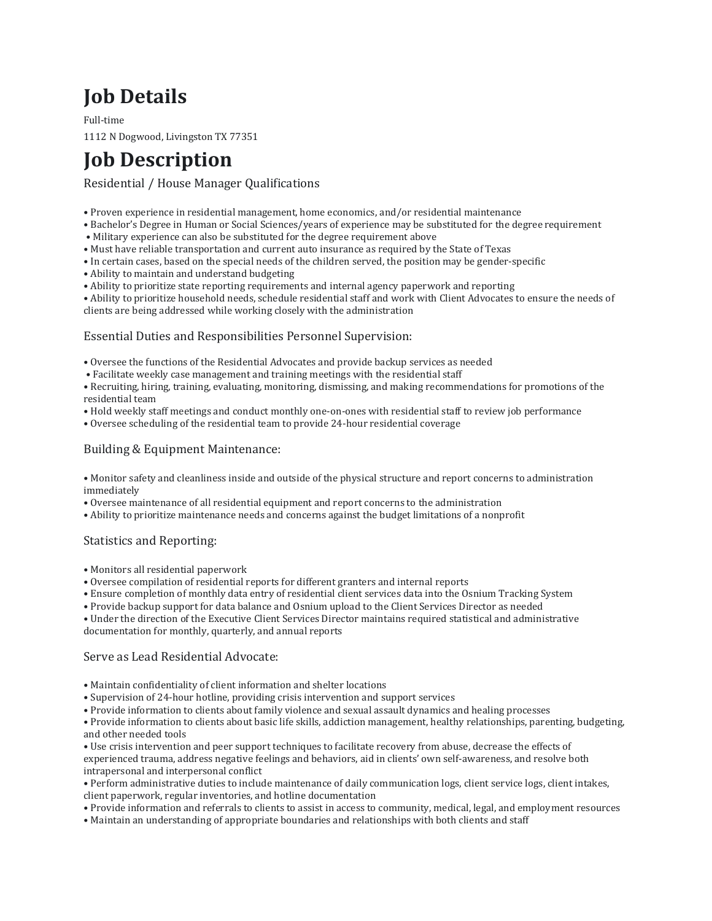# Job Details

Full-time

1112 N Dogwood, Livingston TX 77351

# Job Description

### Residential / House Manager Qualifications

- Proven experience in residential management, home economics, and/or residential maintenance
- Bachelor's Degree in Human or Social Sciences/years of experience may be substituted for the degree requirement
- Military experience can also be substituted for the degree requirement above
- Must have reliable transportation and current auto insurance as required by the State of Texas
- In certain cases, based on the special needs of the children served, the position may be gender-specific
- Ability to maintain and understand budgeting
- Ability to prioritize state reporting requirements and internal agency paperwork and reporting
- Ability to prioritize household needs, schedule residential staff and work with Client Advocates to ensure the needs of clients are being addressed while working closely with the administration

### Essential Duties and Responsibilities Personnel Supervision:

- Oversee the functions of the Residential Advocates and provide backup services as needed
- Facilitate weekly case management and training meetings with the residential staff
- Recruiting, hiring, training, evaluating, monitoring, dismissing, and making recommendations for promotions of the residential team
- Hold weekly staff meetings and conduct monthly one-on-ones with residential staff to review job performance
- Oversee scheduling of the residential team to provide 24-hour residential coverage

### Building & Equipment Maintenance:

- Monitor safety and cleanliness inside and outside of the physical structure and report concerns to administration immediately
- Oversee maintenance of all residential equipment and report concerns to the administration
- Ability to prioritize maintenance needs and concerns against the budget limitations of a nonprofit

### Statistics and Reporting:

- Monitors all residential paperwork
- Oversee compilation of residential reports for different granters and internal reports
- Ensure completion of monthly data entry of residential client services data into the Osnium Tracking System
- Provide backup support for data balance and Osnium upload to the Client Services Director as needed
- Under the direction of the Executive Client Services Director maintains required statistical and administrative documentation for monthly, quarterly, and annual reports

### Serve as Lead Residential Advocate:

- Maintain confidentiality of client information and shelter locations
- Supervision of 24-hour hotline, providing crisis intervention and support services
- Provide information to clients about family violence and sexual assault dynamics and healing processes
- Provide information to clients about basic life skills, addiction management, healthy relationships, parenting, budgeting, and other needed tools
- Use crisis intervention and peer support techniques to facilitate recovery from abuse, decrease the effects of experienced trauma, address negative feelings and behaviors, aid in clients' own self-awareness, and resolve both intrapersonal and interpersonal conflict
- Perform administrative duties to include maintenance of daily communication logs, client service logs, client intakes, client paperwork, regular inventories, and hotline documentation
- Provide information and referrals to clients to assist in access to community, medical, legal, and employment resources
- Maintain an understanding of appropriate boundaries and relationships with both clients and staff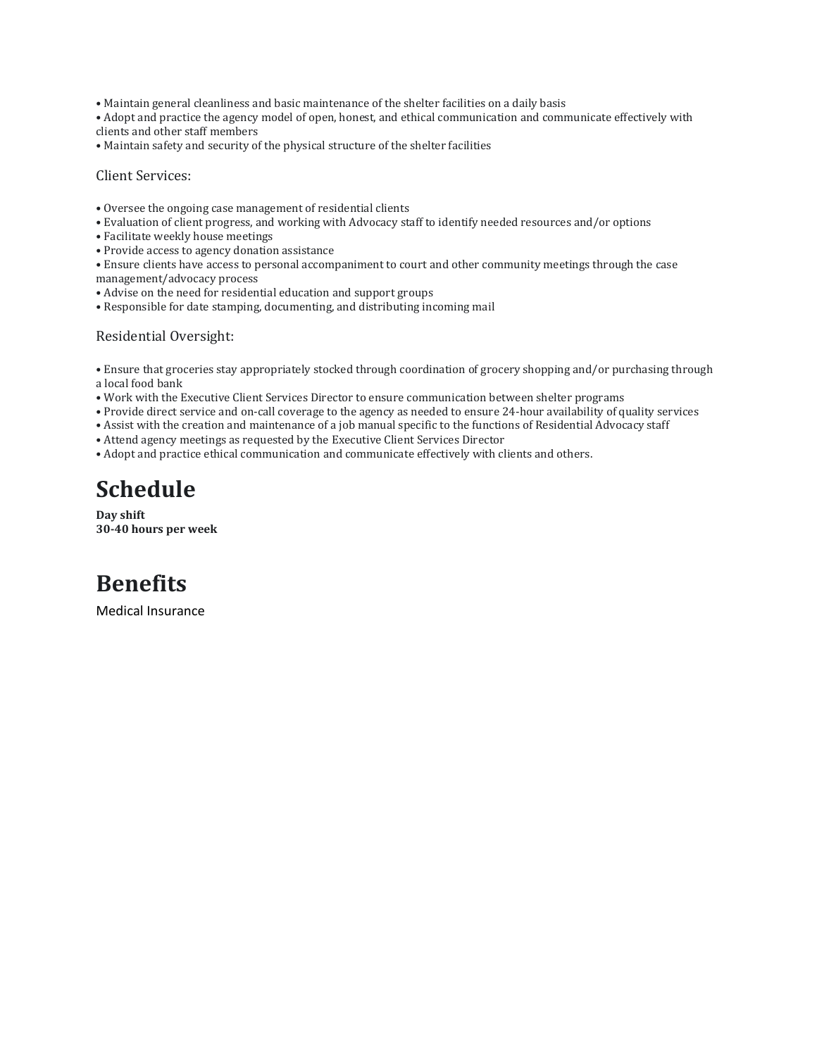- Maintain general cleanliness and basic maintenance of the shelter facilities on a daily basis
- Adopt and practice the agency model of open, honest, and ethical communication and communicate effectively with clients and other staff members
- Maintain safety and security of the physical structure of the shelter facilities

Client Services:

- Oversee the ongoing case management of residential clients
- Evaluation of client progress, and working with Advocacy staff to identify needed resources and/or options
- Facilitate weekly house meetings
- Provide access to agency donation assistance
- Ensure clients have access to personal accompaniment to court and other community meetings through the case management/advocacy process
- Advise on the need for residential education and support groups
- Responsible for date stamping, documenting, and distributing incoming mail

Residential Oversight:

- Ensure that groceries stay appropriately stocked through coordination of grocery shopping and/or purchasing through a local food bank
- Work with the Executive Client Services Director to ensure communication between shelter programs
- Provide direct service and on-call coverage to the agency as needed to ensure 24-hour availability of quality services
- Assist with the creation and maintenance of a job manual specific to the functions of Residential Advocacy staff
- Attend agency meetings as requested by the Executive Client Services Director
- Adopt and practice ethical communication and communicate effectively with clients and others.

# Schedule

**Day shift**
**30-40 hours per week**

# Benefits

Medical Insurance